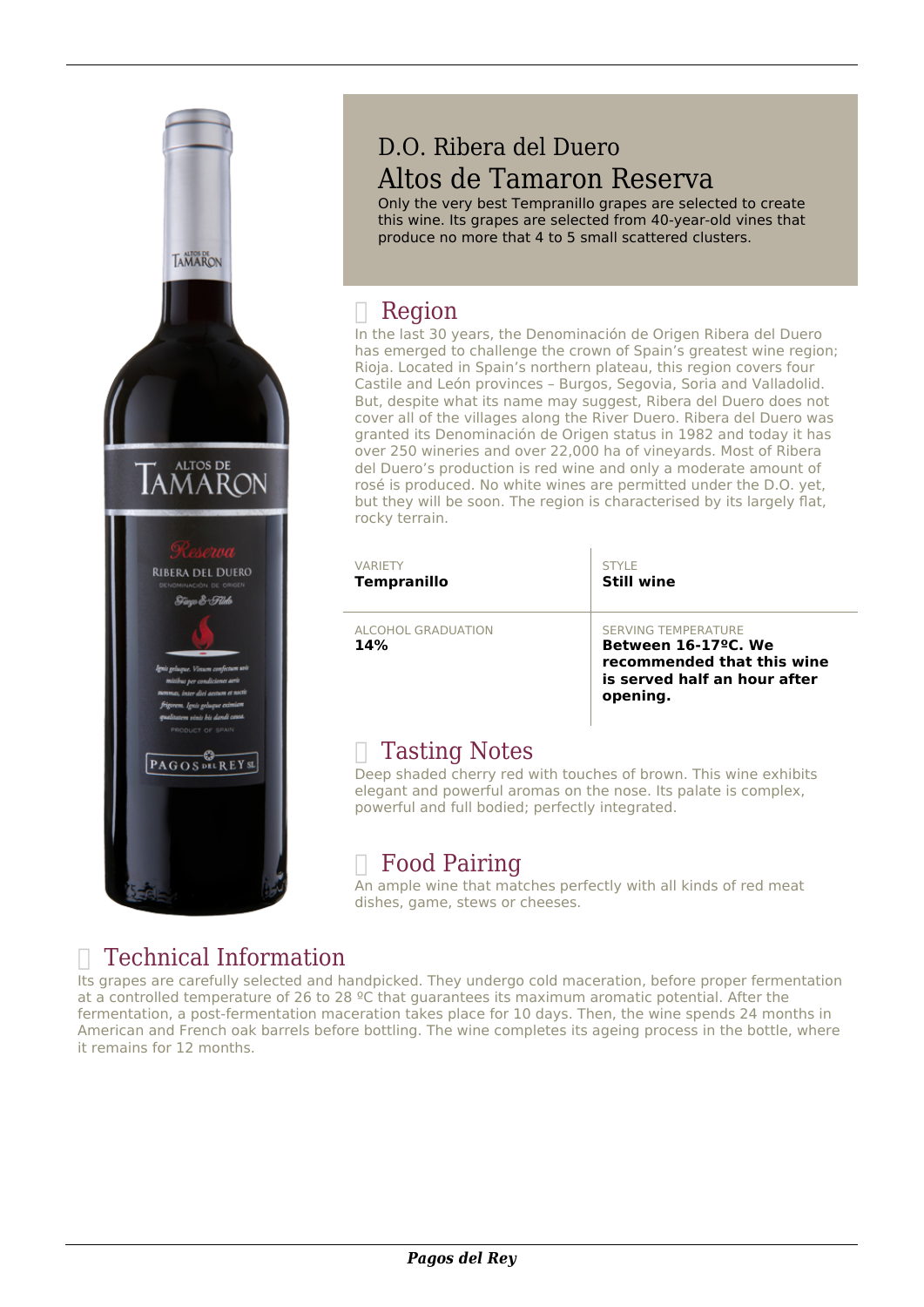# D.O. Ribera del Duero

# Altos de Tamaron Reserva

Only the very best Tempranillo grapes are selected to create this wine. Its grapes are selected from 40-year-old vines that produce no more that 4 to 5 small scattered clusters.

## Region

In the last 30 years, the Denominación de Origen Ribera del Duero has emerged to challenge the crown of Spain's greatest wine region; Rioja. Located in Spain's northern plateau, this region covers four Castile and León provinces – Burgos, Segovia, Soria and Valladolid. But, despite what its name may suggest, Ribera del Duero does not cover all of the villages along the River Duero. Ribera del Duero was granted its Denominación de Origen status in 1982 and today it has over 250 wineries and over 22,000 ha of vineyards. Most of Ribera del Duero's production is red wine and only a moderate amount of rosé is produced. No white wines are permitted under the D.O. yet, but they will be soon. The region is characterised by its largely flat, rocky terrain.

| VARIETY | STYLE |
|---|---|
| **Tempranillo** | **Still wine** |
| ALCOHOL GRADUATION **14%** | SERVING TEMPERATURE **Between 16-17ºC. We recommended that this wine is served half an hour after opening.** |

## Tasting Notes

Deep shaded cherry red with touches of brown. This wine exhibits elegant and powerful aromas on the nose. Its palate is complex, powerful and full bodied; perfectly integrated.

## Food Pairing

An ample wine that matches perfectly with all kinds of red meat dishes, game, stews or cheeses.

## Technical Information

Its grapes are carefully selected and handpicked. They undergo cold maceration, before proper fermentation at a controlled temperature of 26 to 28 ºC that guarantees its maximum aromatic potential. After the fermentation, a post-fermentation maceration takes place for 10 days. Then, the wine spends 24 months in American and French oak barrels before bottling. The wine completes its ageing process in the bottle, where it remains for 12 months.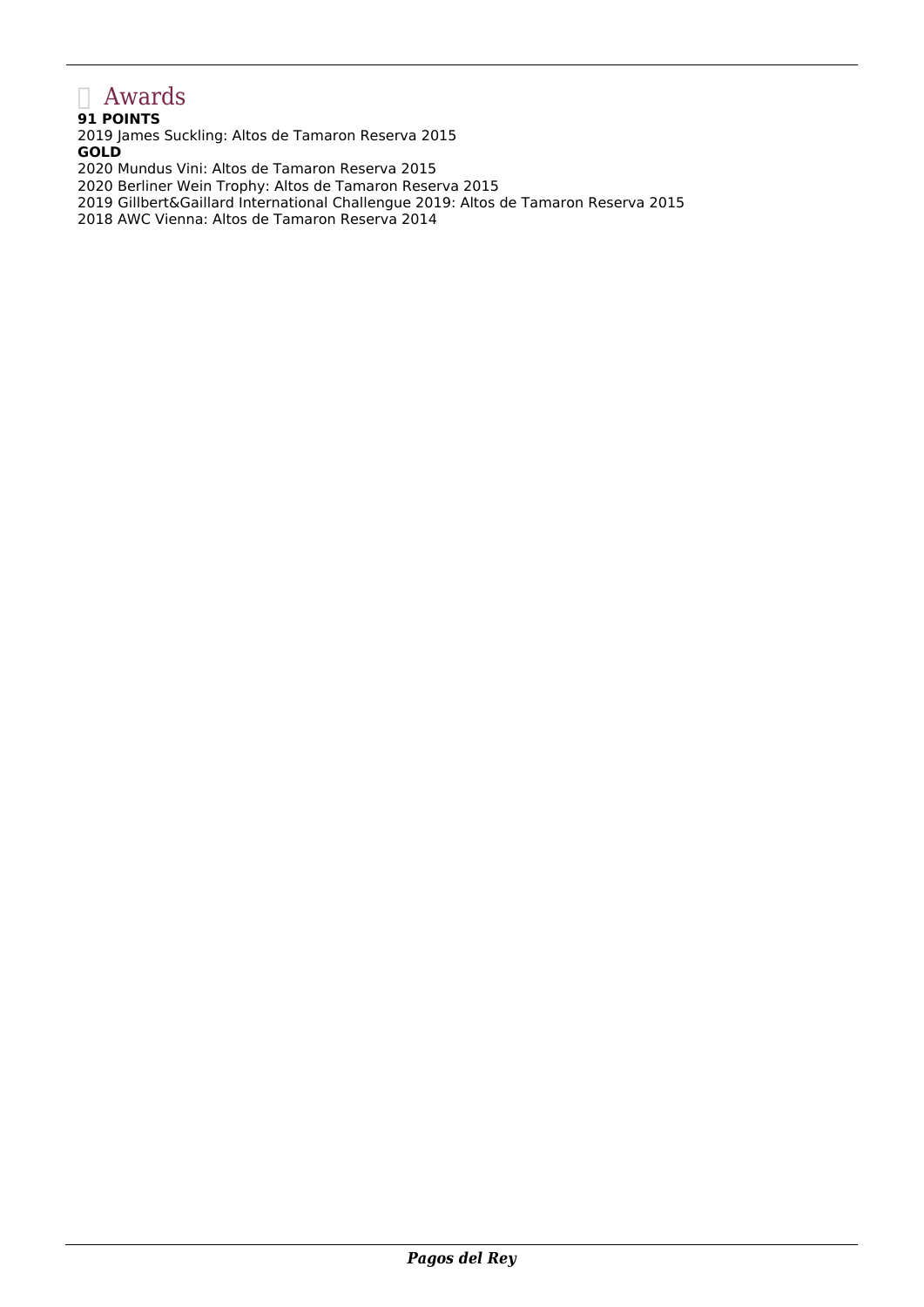## Awards

**91 POINTS**

2019 James Suckling: Altos de Tamaron Reserva 2015

**GOLD**

2020 Mundus Vini: Altos de Tamaron Reserva 2015
2020 Berliner Wein Trophy: Altos de Tamaron Reserva 2015
2019 Gillbert&Gaillard International Challengue 2019: Altos de Tamaron Reserva 2015
2018 AWC Vienna: Altos de Tamaron Reserva 2014